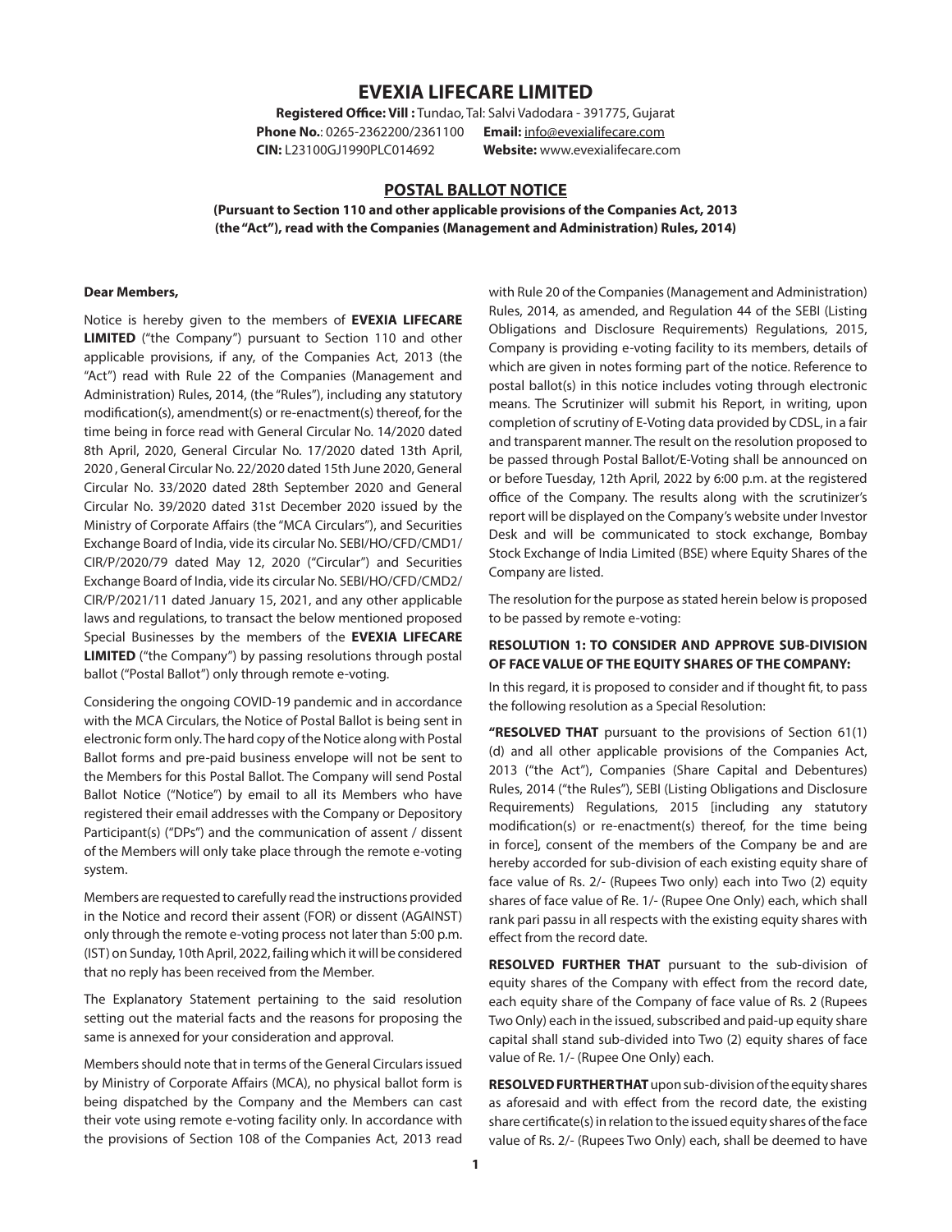# EVEXIA LIFECARE LIMITED

**Registered Office: Vill :** Tundao, Tal: Salvi Vadodara - 391775, Gujarat
**Phone No.**: 0265-2362200/2361100 **Email:** info@evexialifecare.com
**CIN:** L23100GJ1990PLC014692 **Website:** www.evexialifecare.com

## POSTAL BALLOT NOTICE

**(Pursuant to Section 110 and other applicable provisions of the Companies Act, 2013 (the "Act"), read with the Companies (Management and Administration) Rules, 2014)**

**Dear Members,**

Notice is hereby given to the members of **EVEXIA LIFECARE LIMITED** ("the Company") pursuant to Section 110 and other applicable provisions, if any, of the Companies Act, 2013 (the "Act") read with Rule 22 of the Companies (Management and Administration) Rules, 2014, (the "Rules"), including any statutory modification(s), amendment(s) or re-enactment(s) thereof, for the time being in force read with General Circular No. 14/2020 dated 8th April, 2020, General Circular No. 17/2020 dated 13th April, 2020 , General Circular No. 22/2020 dated 15th June 2020, General Circular No. 33/2020 dated 28th September 2020 and General Circular No. 39/2020 dated 31st December 2020 issued by the Ministry of Corporate Affairs (the "MCA Circulars"), and Securities Exchange Board of India, vide its circular No. SEBI/HO/CFD/CMD1/CIR/P/2020/79 dated May 12, 2020 ("Circular") and Securities Exchange Board of India, vide its circular No. SEBI/HO/CFD/CMD2/CIR/P/2021/11 dated January 15, 2021, and any other applicable laws and regulations, to transact the below mentioned proposed Special Businesses by the members of the **EVEXIA LIFECARE LIMITED** ("the Company") by passing resolutions through postal ballot ("Postal Ballot") only through remote e-voting.

Considering the ongoing COVID-19 pandemic and in accordance with the MCA Circulars, the Notice of Postal Ballot is being sent in electronic form only. The hard copy of the Notice along with Postal Ballot forms and pre-paid business envelope will not be sent to the Members for this Postal Ballot. The Company will send Postal Ballot Notice ("Notice") by email to all its Members who have registered their email addresses with the Company or Depository Participant(s) ("DPs") and the communication of assent / dissent of the Members will only take place through the remote e-voting system.

Members are requested to carefully read the instructions provided in the Notice and record their assent (FOR) or dissent (AGAINST) only through the remote e-voting process not later than 5:00 p.m. (IST) on Sunday, 10th April, 2022, failing which it will be considered that no reply has been received from the Member.

The Explanatory Statement pertaining to the said resolution setting out the material facts and the reasons for proposing the same is annexed for your consideration and approval.

Members should note that in terms of the General Circulars issued by Ministry of Corporate Affairs (MCA), no physical ballot form is being dispatched by the Company and the Members can cast their vote using remote e-voting facility only. In accordance with the provisions of Section 108 of the Companies Act, 2013 read with Rule 20 of the Companies (Management and Administration) Rules, 2014, as amended, and Regulation 44 of the SEBI (Listing Obligations and Disclosure Requirements) Regulations, 2015, Company is providing e-voting facility to its members, details of which are given in notes forming part of the notice. Reference to postal ballot(s) in this notice includes voting through electronic means. The Scrutinizer will submit his Report, in writing, upon completion of scrutiny of E-Voting data provided by CDSL, in a fair and transparent manner. The result on the resolution proposed to be passed through Postal Ballot/E-Voting shall be announced on or before Tuesday, 12th April, 2022 by 6:00 p.m. at the registered office of the Company. The results along with the scrutinizer's report will be displayed on the Company's website under Investor Desk and will be communicated to stock exchange, Bombay Stock Exchange of India Limited (BSE) where Equity Shares of the Company are listed.

The resolution for the purpose as stated herein below is proposed to be passed by remote e-voting:

**RESOLUTION 1: TO CONSIDER AND APPROVE SUB-DIVISION OF FACE VALUE OF THE EQUITY SHARES OF THE COMPANY:**

In this regard, it is proposed to consider and if thought fit, to pass the following resolution as a Special Resolution:

**"RESOLVED THAT** pursuant to the provisions of Section 61(1)(d) and all other applicable provisions of the Companies Act, 2013 ("the Act"), Companies (Share Capital and Debentures) Rules, 2014 ("the Rules"), SEBI (Listing Obligations and Disclosure Requirements) Regulations, 2015 [including any statutory modification(s) or re-enactment(s) thereof, for the time being in force], consent of the members of the Company be and are hereby accorded for sub-division of each existing equity share of face value of Rs. 2/- (Rupees Two only) each into Two (2) equity shares of face value of Re. 1/- (Rupee One Only) each, which shall rank pari passu in all respects with the existing equity shares with effect from the record date.

**RESOLVED FURTHER THAT** pursuant to the sub-division of equity shares of the Company with effect from the record date, each equity share of the Company of face value of Rs. 2 (Rupees Two Only) each in the issued, subscribed and paid-up equity share capital shall stand sub-divided into Two (2) equity shares of face value of Re. 1/- (Rupee One Only) each.

**RESOLVED FURTHER THAT** upon sub-division of the equity shares as aforesaid and with effect from the record date, the existing share certificate(s) in relation to the issued equity shares of the face value of Rs. 2/- (Rupees Two Only) each, shall be deemed to have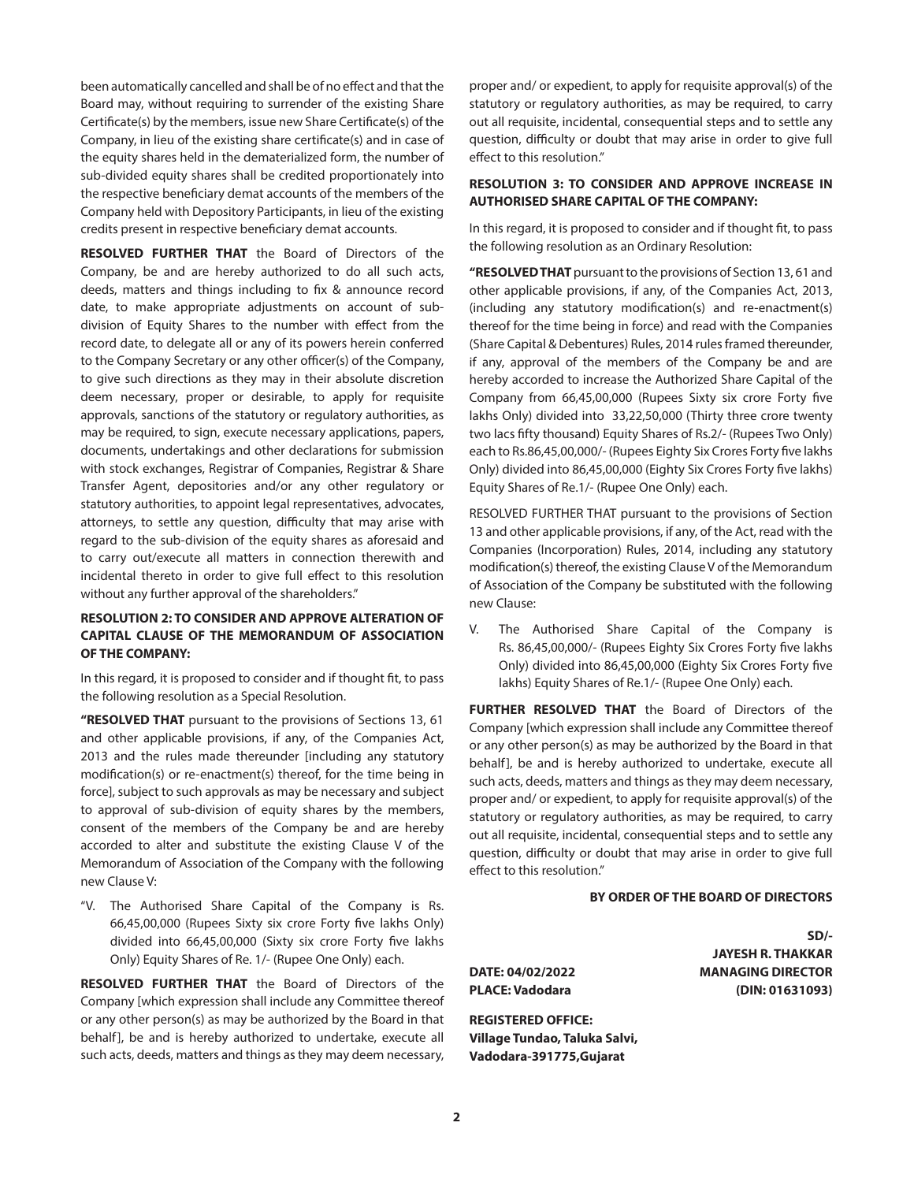been automatically cancelled and shall be of no effect and that the Board may, without requiring to surrender of the existing Share Certificate(s) by the members, issue new Share Certificate(s) of the Company, in lieu of the existing share certificate(s) and in case of the equity shares held in the dematerialized form, the number of sub-divided equity shares shall be credited proportionately into the respective beneficiary demat accounts of the members of the Company held with Depository Participants, in lieu of the existing credits present in respective beneficiary demat accounts.

**RESOLVED FURTHER THAT** the Board of Directors of the Company, be and are hereby authorized to do all such acts, deeds, matters and things including to fix & announce record date, to make appropriate adjustments on account of sub-division of Equity Shares to the number with effect from the record date, to delegate all or any of its powers herein conferred to the Company Secretary or any other officer(s) of the Company, to give such directions as they may in their absolute discretion deem necessary, proper or desirable, to apply for requisite approvals, sanctions of the statutory or regulatory authorities, as may be required, to sign, execute necessary applications, papers, documents, undertakings and other declarations for submission with stock exchanges, Registrar of Companies, Registrar & Share Transfer Agent, depositories and/or any other regulatory or statutory authorities, to appoint legal representatives, advocates, attorneys, to settle any question, difficulty that may arise with regard to the sub-division of the equity shares as aforesaid and to carry out/execute all matters in connection therewith and incidental thereto in order to give full effect to this resolution without any further approval of the shareholders."

**RESOLUTION 2: TO CONSIDER AND APPROVE ALTERATION OF CAPITAL CLAUSE OF THE MEMORANDUM OF ASSOCIATION OF THE COMPANY:**

In this regard, it is proposed to consider and if thought fit, to pass the following resolution as a Special Resolution.

**"RESOLVED THAT** pursuant to the provisions of Sections 13, 61 and other applicable provisions, if any, of the Companies Act, 2013 and the rules made thereunder [including any statutory modification(s) or re-enactment(s) thereof, for the time being in force], subject to such approvals as may be necessary and subject to approval of sub-division of equity shares by the members, consent of the members of the Company be and are hereby accorded to alter and substitute the existing Clause V of the Memorandum of Association of the Company with the following new Clause V:

"V. The Authorised Share Capital of the Company is Rs. 66,45,00,000 (Rupees Sixty six crore Forty five lakhs Only) divided into 66,45,00,000 (Sixty six crore Forty five lakhs Only) Equity Shares of Re. 1/- (Rupee One Only) each.

**RESOLVED FURTHER THAT** the Board of Directors of the Company [which expression shall include any Committee thereof or any other person(s) as may be authorized by the Board in that behalf], be and is hereby authorized to undertake, execute all such acts, deeds, matters and things as they may deem necessary, proper and/ or expedient, to apply for requisite approval(s) of the statutory or regulatory authorities, as may be required, to carry out all requisite, incidental, consequential steps and to settle any question, difficulty or doubt that may arise in order to give full effect to this resolution."

**RESOLUTION 3: TO CONSIDER AND APPROVE INCREASE IN AUTHORISED SHARE CAPITAL OF THE COMPANY:**

In this regard, it is proposed to consider and if thought fit, to pass the following resolution as an Ordinary Resolution:

**"RESOLVED THAT** pursuant to the provisions of Section 13, 61 and other applicable provisions, if any, of the Companies Act, 2013, (including any statutory modification(s) and re-enactment(s) thereof for the time being in force) and read with the Companies (Share Capital & Debentures) Rules, 2014 rules framed thereunder, if any, approval of the members of the Company be and are hereby accorded to increase the Authorized Share Capital of the Company from 66,45,00,000 (Rupees Sixty six crore Forty five lakhs Only) divided into 33,22,50,000 (Thirty three crore twenty two lacs fifty thousand) Equity Shares of Rs.2/- (Rupees Two Only) each to Rs.86,45,00,000/- (Rupees Eighty Six Crores Forty five lakhs Only) divided into 86,45,00,000 (Eighty Six Crores Forty five lakhs) Equity Shares of Re.1/- (Rupee One Only) each.

RESOLVED FURTHER THAT pursuant to the provisions of Section 13 and other applicable provisions, if any, of the Act, read with the Companies (Incorporation) Rules, 2014, including any statutory modification(s) thereof, the existing Clause V of the Memorandum of Association of the Company be substituted with the following new Clause:

V. The Authorised Share Capital of the Company is Rs. 86,45,00,000/- (Rupees Eighty Six Crores Forty five lakhs Only) divided into 86,45,00,000 (Eighty Six Crores Forty five lakhs) Equity Shares of Re.1/- (Rupee One Only) each.

**FURTHER RESOLVED THAT** the Board of Directors of the Company [which expression shall include any Committee thereof or any other person(s) as may be authorized by the Board in that behalf], be and is hereby authorized to undertake, execute all such acts, deeds, matters and things as they may deem necessary, proper and/ or expedient, to apply for requisite approval(s) of the statutory or regulatory authorities, as may be required, to carry out all requisite, incidental, consequential steps and to settle any question, difficulty or doubt that may arise in order to give full effect to this resolution."

**BY ORDER OF THE BOARD OF DIRECTORS**

**SD/-**
**JAYESH R. THAKKAR**
**MANAGING DIRECTOR**
**(DIN: 01631093)**

**DATE: 04/02/2022**
**PLACE: Vadodara**

**REGISTERED OFFICE:**
**Village Tundao, Taluka Salvi,**
**Vadodara-391775,Gujarat**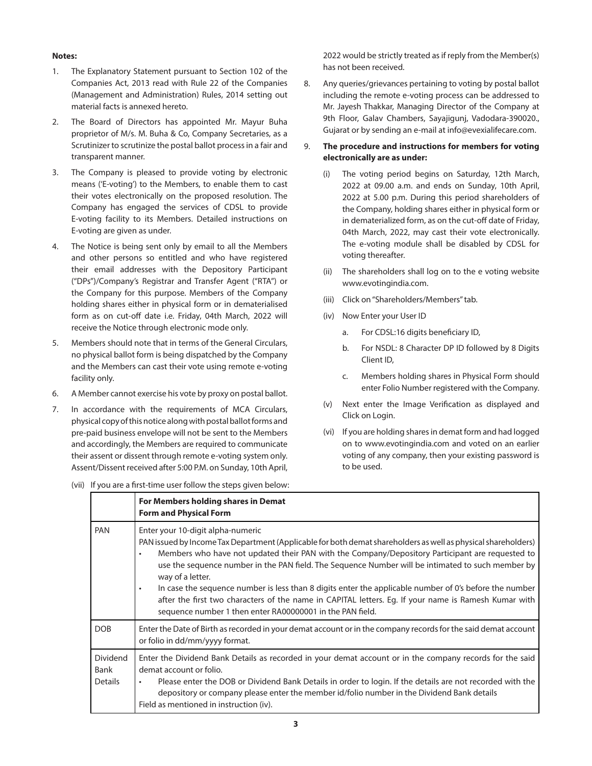**Notes:**

1. The Explanatory Statement pursuant to Section 102 of the Companies Act, 2013 read with Rule 22 of the Companies (Management and Administration) Rules, 2014 setting out material facts is annexed hereto.
2. The Board of Directors has appointed Mr. Mayur Buha proprietor of M/s. M. Buha & Co, Company Secretaries, as a Scrutinizer to scrutinize the postal ballot process in a fair and transparent manner.
3. The Company is pleased to provide voting by electronic means ('E-voting') to the Members, to enable them to cast their votes electronically on the proposed resolution. The Company has engaged the services of CDSL to provide E-voting facility to its Members. Detailed instructions on E-voting are given as under.
4. The Notice is being sent only by email to all the Members and other persons so entitled and who have registered their email addresses with the Depository Participant ("DPs")/Company's Registrar and Transfer Agent ("RTA") or the Company for this purpose. Members of the Company holding shares either in physical form or in dematerialised form as on cut-off date i.e. Friday, 04th March, 2022 will receive the Notice through electronic mode only.
5. Members should note that in terms of the General Circulars, no physical ballot form is being dispatched by the Company and the Members can cast their vote using remote e-voting facility only.
6. A Member cannot exercise his vote by proxy on postal ballot.
7. In accordance with the requirements of MCA Circulars, physical copy of this notice along with postal ballot forms and pre-paid business envelope will not be sent to the Members and accordingly, the Members are required to communicate their assent or dissent through remote e-voting system only. Assent/Dissent received after 5:00 P.M. on Sunday, 10th April, 2022 would be strictly treated as if reply from the Member(s) has not been received.
8. Any queries/grievances pertaining to voting by postal ballot including the remote e-voting process can be addressed to Mr. Jayesh Thakkar, Managing Director of the Company at 9th Floor, Galav Chambers, Sayajigunj, Vadodara-390020., Gujarat or by sending an e-mail at info@evexialifecare.com.
9. **The procedure and instructions for members for voting electronically are as under:**
   (i) The voting period begins on Saturday, 12th March, 2022 at 09.00 a.m. and ends on Sunday, 10th April, 2022 at 5.00 p.m. During this period shareholders of the Company, holding shares either in physical form or in dematerialized form, as on the cut-off date of Friday, 04th March, 2022, may cast their vote electronically. The e-voting module shall be disabled by CDSL for voting thereafter.

   (ii) The shareholders shall log on to the e voting website www.evotingindia.com.

   (iii) Click on "Shareholders/Members" tab.

   (iv) Now Enter your User ID
      a. For CDSL:16 digits beneficiary ID,
      b. For NSDL: 8 Character DP ID followed by 8 Digits Client ID,
      c. Members holding shares in Physical Form should enter Folio Number registered with the Company.

   (v) Next enter the Image Verification as displayed and Click on Login.

   (vi) If you are holding shares in demat form and had logged on to www.evotingindia.com and voted on an earlier voting of any company, then your existing password is to be used.

   (vii) If you are a first-time user follow the steps given below:

| | **For Members holding shares in Demat Form and Physical Form** |
|---|---|
| PAN | Enter your 10-digit alpha-numeric PAN issued by Income Tax Department (Applicable for both demat shareholders as well as physical shareholders)<br>• Members who have not updated their PAN with the Company/Depository Participant are requested to use the sequence number in the PAN field. The Sequence Number will be intimated to such member by way of a letter.<br>• In case the sequence number is less than 8 digits enter the applicable number of 0's before the number after the first two characters of the name in CAPITAL letters. Eg. If your name is Ramesh Kumar with sequence number 1 then enter RA00000001 in the PAN field. |
| DOB | Enter the Date of Birth as recorded in your demat account or in the company records for the said demat account or folio in dd/mm/yyyy format. |
| Dividend Bank Details | Enter the Dividend Bank Details as recorded in your demat account or in the company records for the said demat account or folio.<br>• Please enter the DOB or Dividend Bank Details in order to login. If the details are not recorded with the depository or company please enter the member id/folio number in the Dividend Bank details Field as mentioned in instruction (iv). |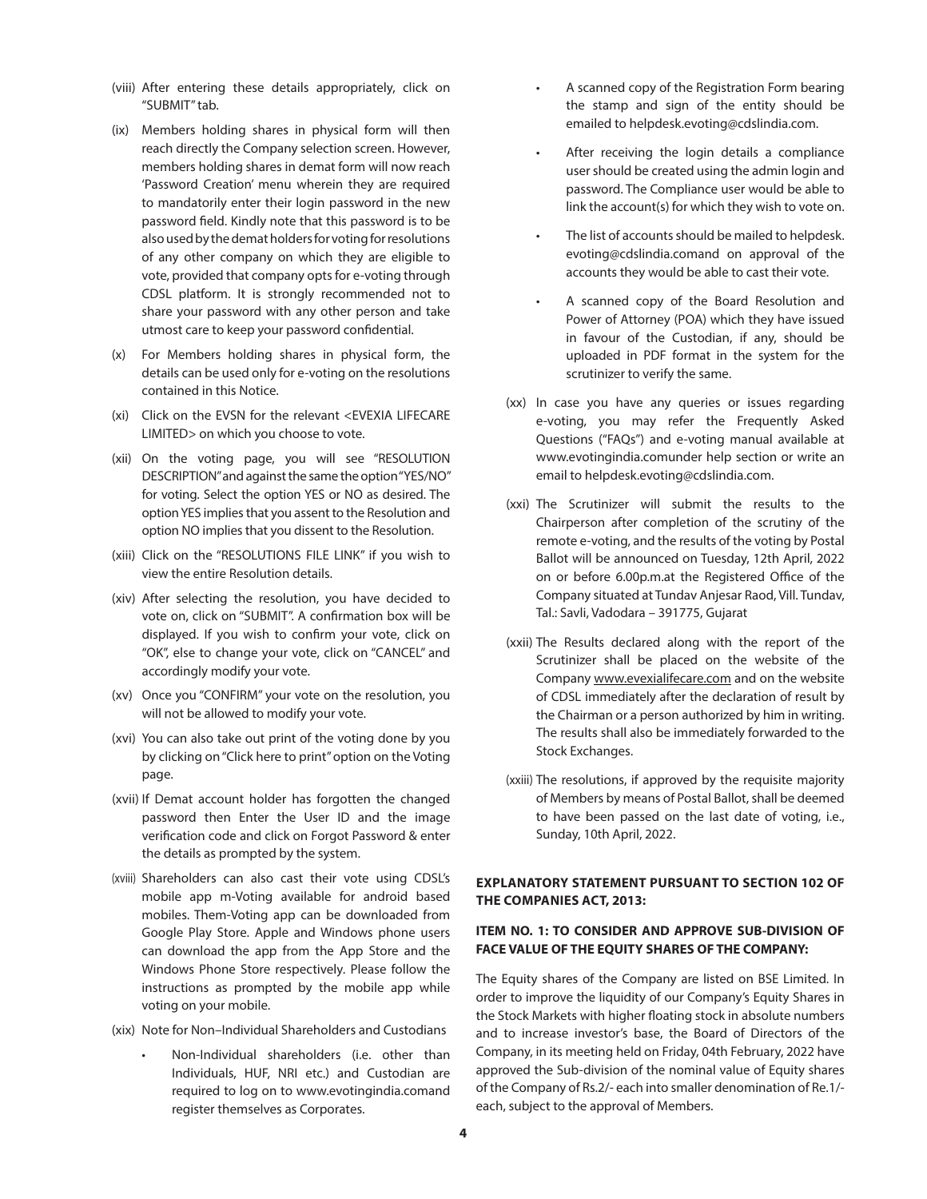(viii) After entering these details appropriately, click on "SUBMIT" tab.

(ix) Members holding shares in physical form will then reach directly the Company selection screen. However, members holding shares in demat form will now reach 'Password Creation' menu wherein they are required to mandatorily enter their login password in the new password field. Kindly note that this password is to be also used by the demat holders for voting for resolutions of any other company on which they are eligible to vote, provided that company opts for e-voting through CDSL platform. It is strongly recommended not to share your password with any other person and take utmost care to keep your password confidential.

(x) For Members holding shares in physical form, the details can be used only for e-voting on the resolutions contained in this Notice.

(xi) Click on the EVSN for the relevant <EVEXIA LIFECARE LIMITED> on which you choose to vote.

(xii) On the voting page, you will see "RESOLUTION DESCRIPTION" and against the same the option "YES/NO" for voting. Select the option YES or NO as desired. The option YES implies that you assent to the Resolution and option NO implies that you dissent to the Resolution.

(xiii) Click on the "RESOLUTIONS FILE LINK" if you wish to view the entire Resolution details.

(xiv) After selecting the resolution, you have decided to vote on, click on "SUBMIT". A confirmation box will be displayed. If you wish to confirm your vote, click on "OK", else to change your vote, click on "CANCEL" and accordingly modify your vote.

(xv) Once you "CONFIRM" your vote on the resolution, you will not be allowed to modify your vote.

(xvi) You can also take out print of the voting done by you by clicking on "Click here to print" option on the Voting page.

(xvii) If Demat account holder has forgotten the changed password then Enter the User ID and the image verification code and click on Forgot Password & enter the details as prompted by the system.

(xviii) Shareholders can also cast their vote using CDSL's mobile app m-Voting available for android based mobiles. Them-Voting app can be downloaded from Google Play Store. Apple and Windows phone users can download the app from the App Store and the Windows Phone Store respectively. Please follow the instructions as prompted by the mobile app while voting on your mobile.

(xix) Note for Non–Individual Shareholders and Custodians

- Non-Individual shareholders (i.e. other than Individuals, HUF, NRI etc.) and Custodian are required to log on to www.evotingindia.comand register themselves as Corporates.
- A scanned copy of the Registration Form bearing the stamp and sign of the entity should be emailed to helpdesk.evoting@cdslindia.com.
- After receiving the login details a compliance user should be created using the admin login and password. The Compliance user would be able to link the account(s) for which they wish to vote on.
- The list of accounts should be mailed to helpdesk.evoting@cdslindia.comand on approval of the accounts they would be able to cast their vote.
- A scanned copy of the Board Resolution and Power of Attorney (POA) which they have issued in favour of the Custodian, if any, should be uploaded in PDF format in the system for the scrutinizer to verify the same.

(xx) In case you have any queries or issues regarding e-voting, you may refer the Frequently Asked Questions ("FAQs") and e-voting manual available at www.evotingindia.comunder help section or write an email to helpdesk.evoting@cdslindia.com.

(xxi) The Scrutinizer will submit the results to the Chairperson after completion of the scrutiny of the remote e-voting, and the results of the voting by Postal Ballot will be announced on Tuesday, 12th April, 2022 on or before 6.00p.m.at the Registered Office of the Company situated at Tundav Anjesar Raod, Vill. Tundav, Tal.: Savli, Vadodara – 391775, Gujarat

(xxii) The Results declared along with the report of the Scrutinizer shall be placed on the website of the Company www.evexialifecare.com and on the website of CDSL immediately after the declaration of result by the Chairman or a person authorized by him in writing. The results shall also be immediately forwarded to the Stock Exchanges.

(xxiii) The resolutions, if approved by the requisite majority of Members by means of Postal Ballot, shall be deemed to have been passed on the last date of voting, i.e., Sunday, 10th April, 2022.

**EXPLANATORY STATEMENT PURSUANT TO SECTION 102 OF THE COMPANIES ACT, 2013:**

**ITEM NO. 1: TO CONSIDER AND APPROVE SUB-DIVISION OF FACE VALUE OF THE EQUITY SHARES OF THE COMPANY:**

The Equity shares of the Company are listed on BSE Limited. In order to improve the liquidity of our Company's Equity Shares in the Stock Markets with higher floating stock in absolute numbers and to increase investor's base, the Board of Directors of the Company, in its meeting held on Friday, 04th February, 2022 have approved the Sub-division of the nominal value of Equity shares of the Company of Rs.2/- each into smaller denomination of Re.1/- each, subject to the approval of Members.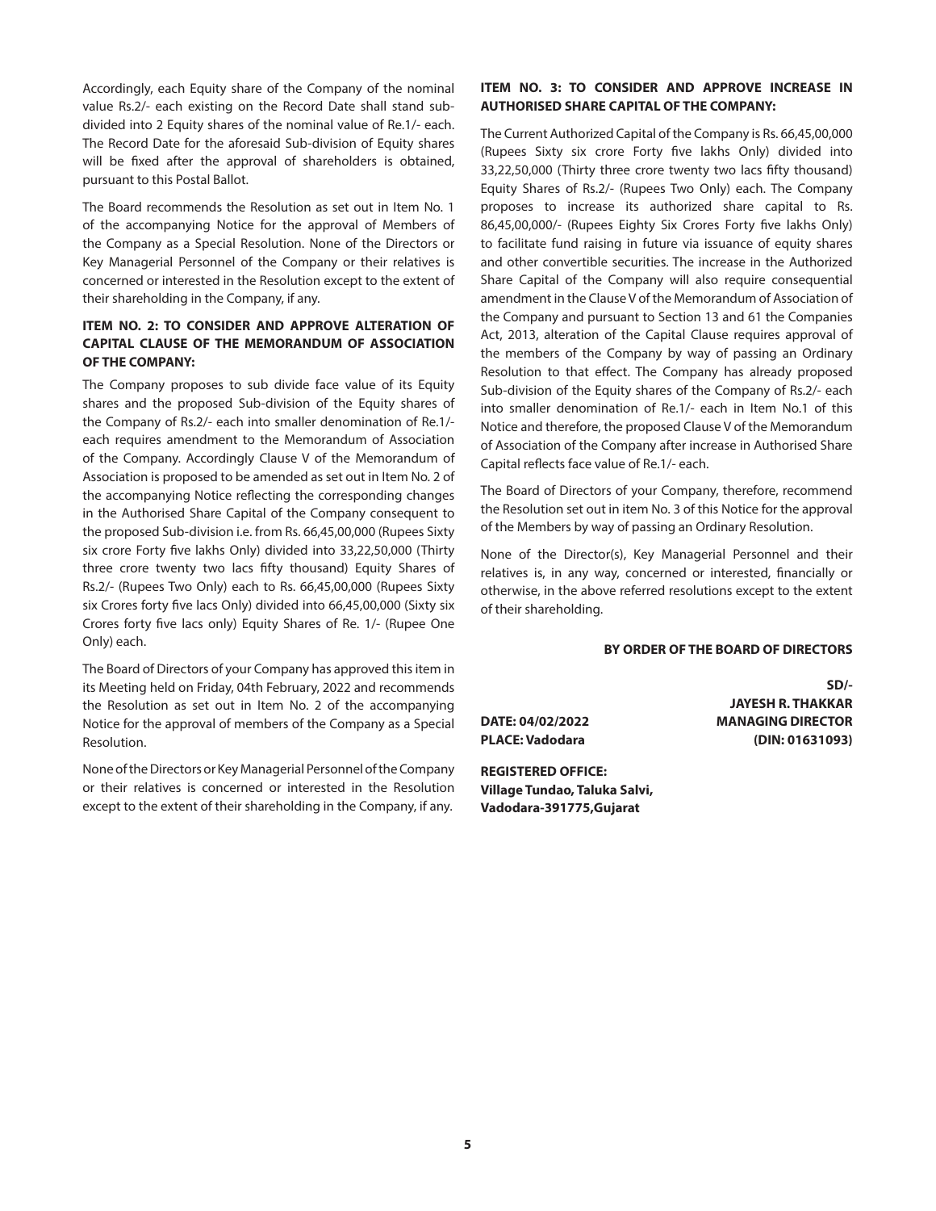Accordingly, each Equity share of the Company of the nominal value Rs.2/- each existing on the Record Date shall stand sub-divided into 2 Equity shares of the nominal value of Re.1/- each. The Record Date for the aforesaid Sub-division of Equity shares will be fixed after the approval of shareholders is obtained, pursuant to this Postal Ballot.

The Board recommends the Resolution as set out in Item No. 1 of the accompanying Notice for the approval of Members of the Company as a Special Resolution. None of the Directors or Key Managerial Personnel of the Company or their relatives is concerned or interested in the Resolution except to the extent of their shareholding in the Company, if any.

**ITEM NO. 2: TO CONSIDER AND APPROVE ALTERATION OF CAPITAL CLAUSE OF THE MEMORANDUM OF ASSOCIATION OF THE COMPANY:**

The Company proposes to sub divide face value of its Equity shares and the proposed Sub-division of the Equity shares of the Company of Rs.2/- each into smaller denomination of Re.1/- each requires amendment to the Memorandum of Association of the Company. Accordingly Clause V of the Memorandum of Association is proposed to be amended as set out in Item No. 2 of the accompanying Notice reflecting the corresponding changes in the Authorised Share Capital of the Company consequent to the proposed Sub-division i.e. from Rs. 66,45,00,000 (Rupees Sixty six crore Forty five lakhs Only) divided into 33,22,50,000 (Thirty three crore twenty two lacs fifty thousand) Equity Shares of Rs.2/- (Rupees Two Only) each to Rs. 66,45,00,000 (Rupees Sixty six Crores forty five lacs Only) divided into 66,45,00,000 (Sixty six Crores forty five lacs only) Equity Shares of Re. 1/- (Rupee One Only) each.

The Board of Directors of your Company has approved this item in its Meeting held on Friday, 04th February, 2022 and recommends the Resolution as set out in Item No. 2 of the accompanying Notice for the approval of members of the Company as a Special Resolution.

None of the Directors or Key Managerial Personnel of the Company or their relatives is concerned or interested in the Resolution except to the extent of their shareholding in the Company, if any.

**ITEM NO. 3: TO CONSIDER AND APPROVE INCREASE IN AUTHORISED SHARE CAPITAL OF THE COMPANY:**

The Current Authorized Capital of the Company is Rs. 66,45,00,000 (Rupees Sixty six crore Forty five lakhs Only) divided into 33,22,50,000 (Thirty three crore twenty two lacs fifty thousand) Equity Shares of Rs.2/- (Rupees Two Only) each. The Company proposes to increase its authorized share capital to Rs. 86,45,00,000/- (Rupees Eighty Six Crores Forty five lakhs Only) to facilitate fund raising in future via issuance of equity shares and other convertible securities. The increase in the Authorized Share Capital of the Company will also require consequential amendment in the Clause V of the Memorandum of Association of the Company and pursuant to Section 13 and 61 the Companies Act, 2013, alteration of the Capital Clause requires approval of the members of the Company by way of passing an Ordinary Resolution to that effect. The Company has already proposed Sub-division of the Equity shares of the Company of Rs.2/- each into smaller denomination of Re.1/- each in Item No.1 of this Notice and therefore, the proposed Clause V of the Memorandum of Association of the Company after increase in Authorised Share Capital reflects face value of Re.1/- each.

The Board of Directors of your Company, therefore, recommend the Resolution set out in item No. 3 of this Notice for the approval of the Members by way of passing an Ordinary Resolution.

None of the Director(s), Key Managerial Personnel and their relatives is, in any way, concerned or interested, financially or otherwise, in the above referred resolutions except to the extent of their shareholding.

**BY ORDER OF THE BOARD OF DIRECTORS**

**SD/-**
**JAYESH R. THAKKAR**
**MANAGING DIRECTOR**
**(DIN: 01631093)**

**DATE: 04/02/2022**
**PLACE: Vadodara**

**REGISTERED OFFICE:**
**Village Tundao, Taluka Salvi,**
**Vadodara-391775,Gujarat**